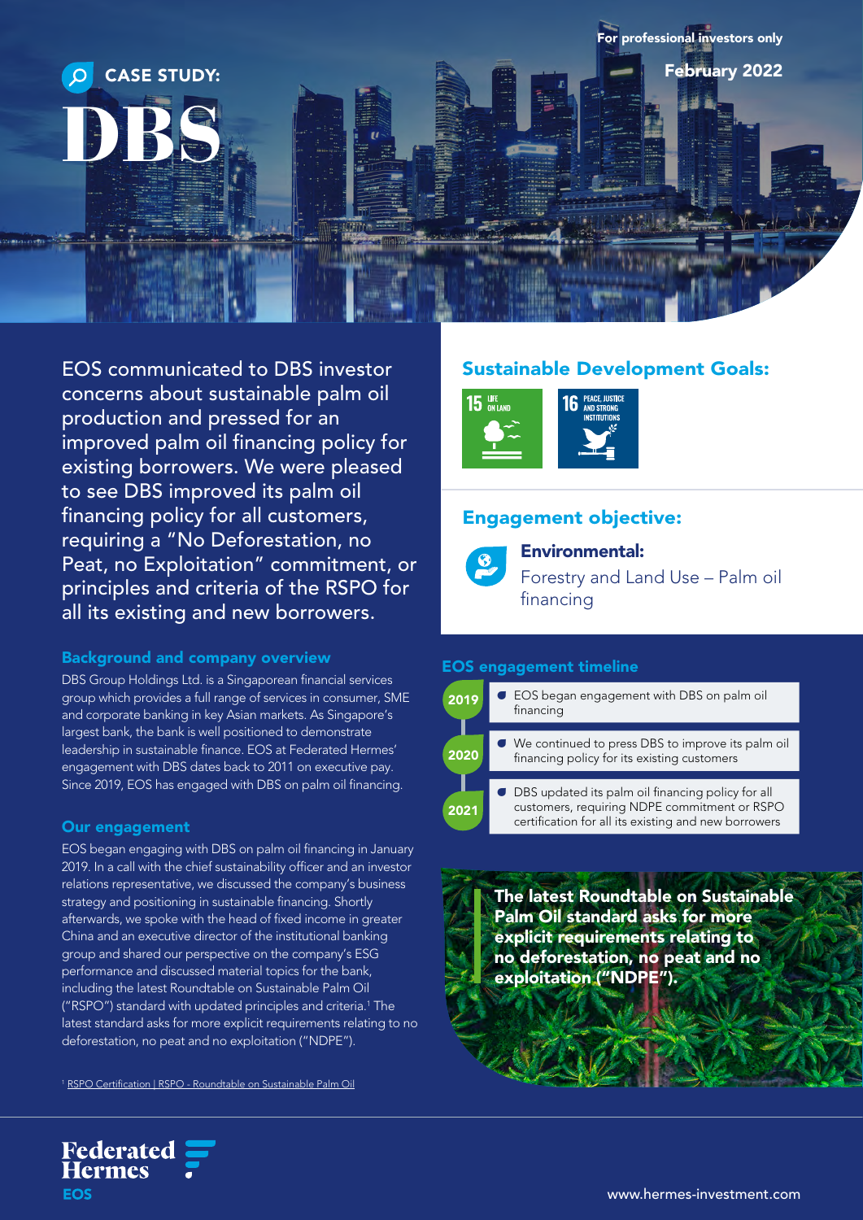For professional investors only

February 2022

# CASE STUDY: DBS

EOS communicated to DBS investor concerns about sustainable palm oil production and pressed for an improved palm oil financing policy for existing borrowers. We were pleased to see DBS improved its palm oil financing policy for all customers, requiring a "No Deforestation, no Peat, no Exploitation" commitment, or principles and criteria of the RSPO for all its existing and new borrowers.

## Background and company overview

DBS Group Holdings Ltd. is a Singaporean financial services group which provides a full range of services in consumer, SME and corporate banking in key Asian markets. As Singapore's largest bank, the bank is well positioned to demonstrate leadership in sustainable finance. EOS at Federated Hermes' engagement with DBS dates back to 2011 on executive pay. Since 2019, EOS has engaged with DBS on palm oil financing.

## Our engagement

EOS began engaging with DBS on palm oil financing in January 2019. In a call with the chief sustainability officer and an investor relations representative, we discussed the company's business strategy and positioning in sustainable financing. Shortly afterwards, we spoke with the head of fixed income in greater China and an executive director of the institutional banking group and shared our perspective on the company's ESG performance and discussed material topics for the bank, including the latest Roundtable on Sustainable Palm Oil ("RSPO") standard with updated principles and criteria.[1] The latest standard asks for more explicit requirements relating to no deforestation, no peat and no exploitation ("NDPE").

[1] RSPO Certification | RSPO - Roundtable on Sustainable Palm Oil

## Sustainable Development Goals:

- 15 Life on Land
- 16 Peace, Justice and Strong Institutions

## Engagement objective:

**Environmental:**
Forestry and Land Use – Palm oil financing

## EOS engagement timeline

- **2019**: EOS began engagement with DBS on palm oil financing
- **2020**: We continued to press DBS to improve its palm oil financing policy for its existing customers
- **2021**: DBS updated its palm oil financing policy for all customers, requiring NDPE commitment or RSPO certification for all its existing and new borrowers

**The latest Roundtable on Sustainable Palm Oil standard asks for more explicit requirements relating to no deforestation, no peat and no exploitation ("NDPE").**

Federated Hermes EOS

www.hermes-investment.com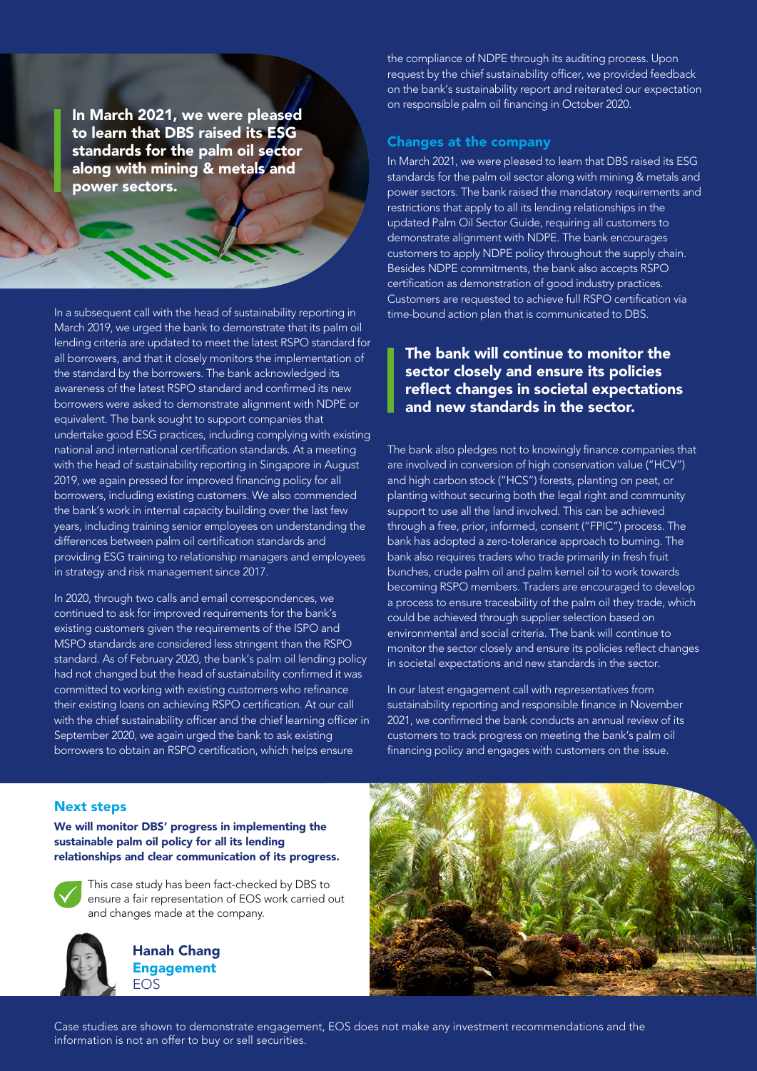> **In March 2021, we were pleased to learn that DBS raised its ESG standards for the palm oil sector along with mining & metals and power sectors.**

In a subsequent call with the head of sustainability reporting in March 2019, we urged the bank to demonstrate that its palm oil lending criteria are updated to meet the latest RSPO standard for all borrowers, and that it closely monitors the implementation of the standard by the borrowers. The bank acknowledged its awareness of the latest RSPO standard and confirmed its new borrowers were asked to demonstrate alignment with NDPE or equivalent. The bank sought to support companies that undertake good ESG practices, including complying with existing national and international certification standards. At a meeting with the head of sustainability reporting in Singapore in August 2019, we again pressed for improved financing policy for all borrowers, including existing customers. We also commended the bank's work in internal capacity building over the last few years, including training senior employees on understanding the differences between palm oil certification standards and providing ESG training to relationship managers and employees in strategy and risk management since 2017.

In 2020, through two calls and email correspondences, we continued to ask for improved requirements for the bank's existing customers given the requirements of the ISPO and MSPO standards are considered less stringent than the RSPO standard. As of February 2020, the bank's palm oil lending policy had not changed but the head of sustainability confirmed it was committed to working with existing customers who refinance their existing loans on achieving RSPO certification. At our call with the chief sustainability officer and the chief learning officer in September 2020, we again urged the bank to ask existing borrowers to obtain an RSPO certification, which helps ensure the compliance of NDPE through its auditing process. Upon request by the chief sustainability officer, we provided feedback on the bank's sustainability report and reiterated our expectation on responsible palm oil financing in October 2020.

## Changes at the company

In March 2021, we were pleased to learn that DBS raised its ESG standards for the palm oil sector along with mining & metals and power sectors. The bank raised the mandatory requirements and restrictions that apply to all its lending relationships in the updated Palm Oil Sector Guide, requiring all customers to demonstrate alignment with NDPE. The bank encourages customers to apply NDPE policy throughout the supply chain. Besides NDPE commitments, the bank also accepts RSPO certification as demonstration of good industry practices. Customers are requested to achieve full RSPO certification via time-bound action plan that is communicated to DBS.

> **The bank will continue to monitor the sector closely and ensure its policies reflect changes in societal expectations and new standards in the sector.**

The bank also pledges not to knowingly finance companies that are involved in conversion of high conservation value ("HCV") and high carbon stock ("HCS") forests, planting on peat, or planting without securing both the legal right and community support to use all the land involved. This can be achieved through a free, prior, informed, consent ("FPIC") process. The bank has adopted a zero-tolerance approach to burning. The bank also requires traders who trade primarily in fresh fruit bunches, crude palm oil and palm kernel oil to work towards becoming RSPO members. Traders are encouraged to develop a process to ensure traceability of the palm oil they trade, which could be achieved through supplier selection based on environmental and social criteria. The bank will continue to monitor the sector closely and ensure its policies reflect changes in societal expectations and new standards in the sector.

In our latest engagement call with representatives from sustainability reporting and responsible finance in November 2021, we confirmed the bank conducts an annual review of its customers to track progress on meeting the bank's palm oil financing policy and engages with customers on the issue.

## Next steps

**We will monitor DBS' progress in implementing the sustainable palm oil policy for all its lending relationships and clear communication of its progress.**

This case study has been fact-checked by DBS to ensure a fair representation of EOS work carried out and changes made at the company.

**Hanah Chang**
**Engagement**
EOS

Case studies are shown to demonstrate engagement, EOS does not make any investment recommendations and the information is not an offer to buy or sell securities.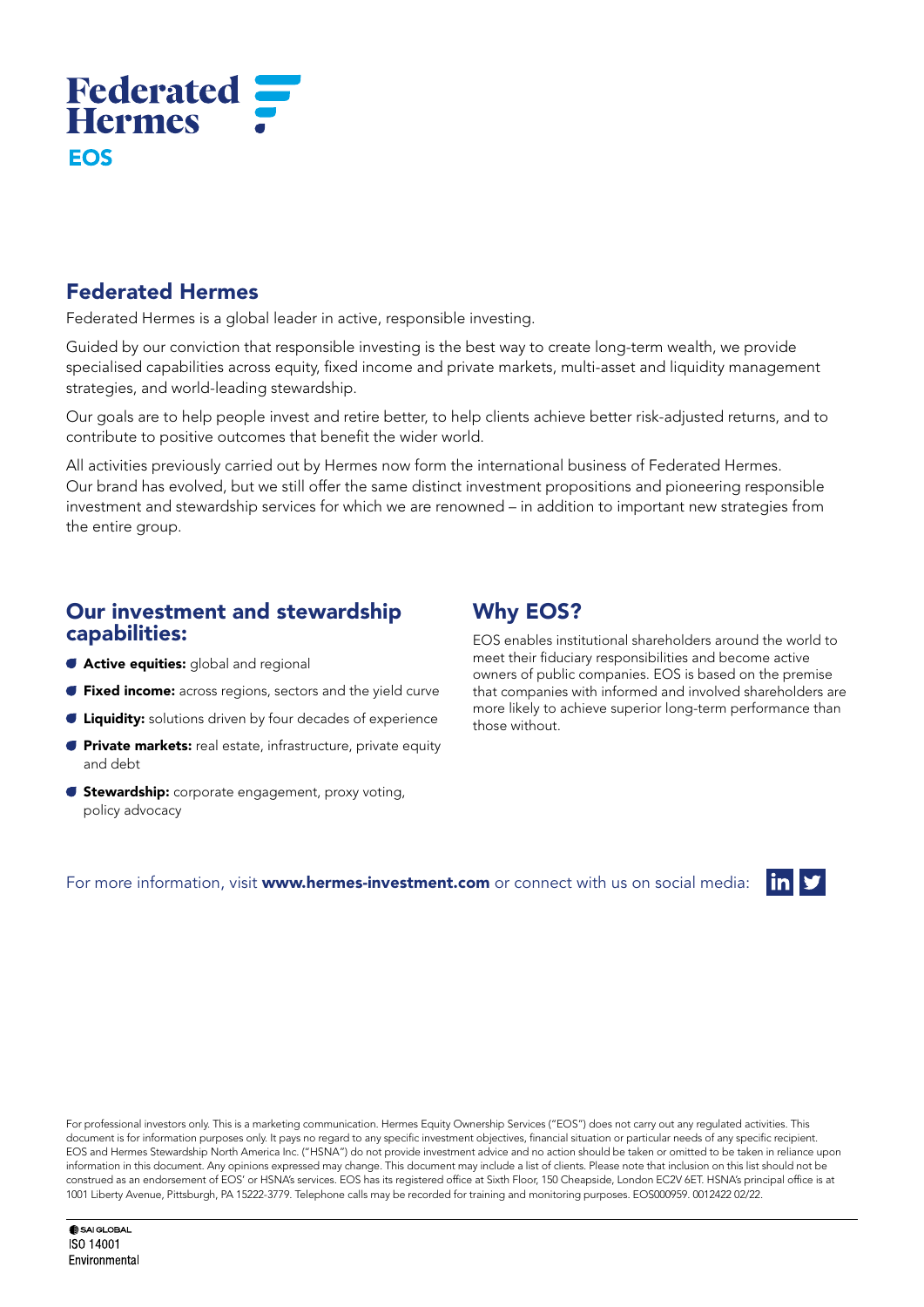Federated Hermes

EOS

## Federated Hermes

Federated Hermes is a global leader in active, responsible investing.

Guided by our conviction that responsible investing is the best way to create long-term wealth, we provide specialised capabilities across equity, fixed income and private markets, multi-asset and liquidity management strategies, and world-leading stewardship.

Our goals are to help people invest and retire better, to help clients achieve better risk-adjusted returns, and to contribute to positive outcomes that benefit the wider world.

All activities previously carried out by Hermes now form the international business of Federated Hermes. Our brand has evolved, but we still offer the same distinct investment propositions and pioneering responsible investment and stewardship services for which we are renowned – in addition to important new strategies from the entire group.

## Our investment and stewardship capabilities:

- **Active equities:** global and regional
- **Fixed income:** across regions, sectors and the yield curve
- **Liquidity:** solutions driven by four decades of experience
- **Private markets:** real estate, infrastructure, private equity and debt
- **Stewardship:** corporate engagement, proxy voting, policy advocacy

## Why EOS?

EOS enables institutional shareholders around the world to meet their fiduciary responsibilities and become active owners of public companies. EOS is based on the premise that companies with informed and involved shareholders are more likely to achieve superior long-term performance than those without.

For more information, visit **www.hermes-investment.com** or connect with us on social media:

For professional investors only. This is a marketing communication. Hermes Equity Ownership Services ("EOS") does not carry out any regulated activities. This document is for information purposes only. It pays no regard to any specific investment objectives, financial situation or particular needs of any specific recipient. EOS and Hermes Stewardship North America Inc. ("HSNA") do not provide investment advice and no action should be taken or omitted to be taken in reliance upon information in this document. Any opinions expressed may change. This document may include a list of clients. Please note that inclusion on this list should not be construed as an endorsement of EOS' or HSNA's services. EOS has its registered office at Sixth Floor, 150 Cheapside, London EC2V 6ET. HSNA's principal office is at 1001 Liberty Avenue, Pittsburgh, PA 15222-3779. Telephone calls may be recorded for training and monitoring purposes. EOS000959. 0012422 02/22.

SAI GLOBAL
ISO 14001
Environmental